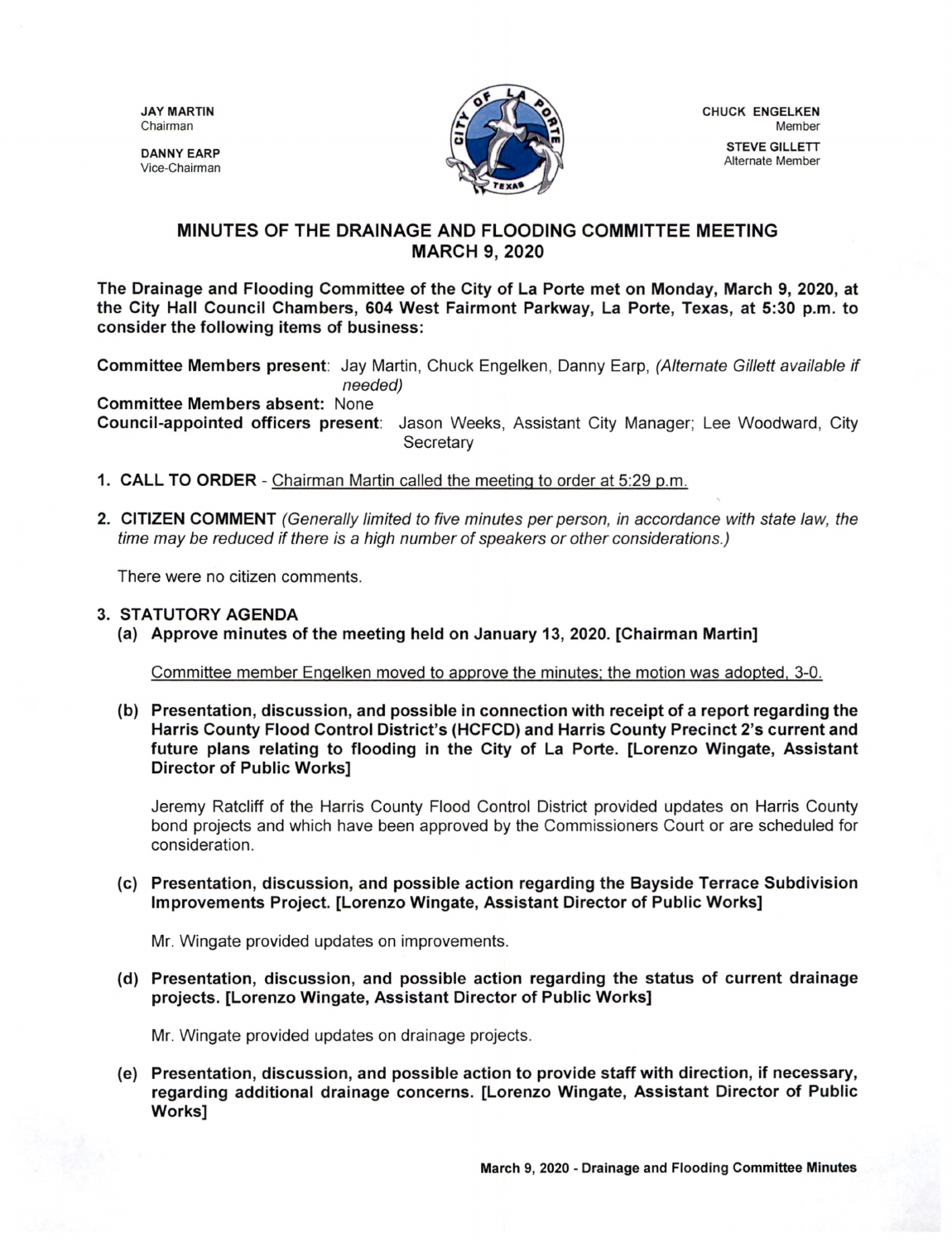**JAY MARTIN**
Chairman

**DANNY EARP**
Vice-Chairman

**CHUCK ENGELKEN**
Member

**STEVE GILLETT**
Alternate Member

## MINUTES OF THE DRAINAGE AND FLOODING COMMITTEE MEETING
## MARCH 9, 2020

**The Drainage and Flooding Committee of the City of La Porte met on Monday, March 9, 2020, at the City Hall Council Chambers, 604 West Fairmont Parkway, La Porte, Texas, at 5:30 p.m. to consider the following items of business:**

**Committee Members present**: Jay Martin, Chuck Engelken, Danny Earp, *(Alternate Gillett available if needed)*

**Committee Members absent:** None

**Council-appointed officers present**: Jason Weeks, Assistant City Manager; Lee Woodward, City Secretary

1. **CALL TO ORDER** - Chairman Martin called the meeting to order at 5:29 p.m.

2. **CITIZEN COMMENT** *(Generally limited to five minutes per person, in accordance with state law, the time may be reduced if there is a high number of speakers or other considerations.)*

   There were no citizen comments.

3. **STATUTORY AGENDA**

   **(a) Approve minutes of the meeting held on January 13, 2020. [Chairman Martin]**

   Committee member Engelken moved to approve the minutes; the motion was adopted, 3-0.

   **(b) Presentation, discussion, and possible in connection with receipt of a report regarding the Harris County Flood Control District's (HCFCD) and Harris County Precinct 2's current and future plans relating to flooding in the City of La Porte. [Lorenzo Wingate, Assistant Director of Public Works]**

   Jeremy Ratcliff of the Harris County Flood Control District provided updates on Harris County bond projects and which have been approved by the Commissioners Court or are scheduled for consideration.

   **(c) Presentation, discussion, and possible action regarding the Bayside Terrace Subdivision Improvements Project. [Lorenzo Wingate, Assistant Director of Public Works]**

   Mr. Wingate provided updates on improvements.

   **(d) Presentation, discussion, and possible action regarding the status of current drainage projects. [Lorenzo Wingate, Assistant Director of Public Works]**

   Mr. Wingate provided updates on drainage projects.

   **(e) Presentation, discussion, and possible action to provide staff with direction, if necessary, regarding additional drainage concerns. [Lorenzo Wingate, Assistant Director of Public Works]**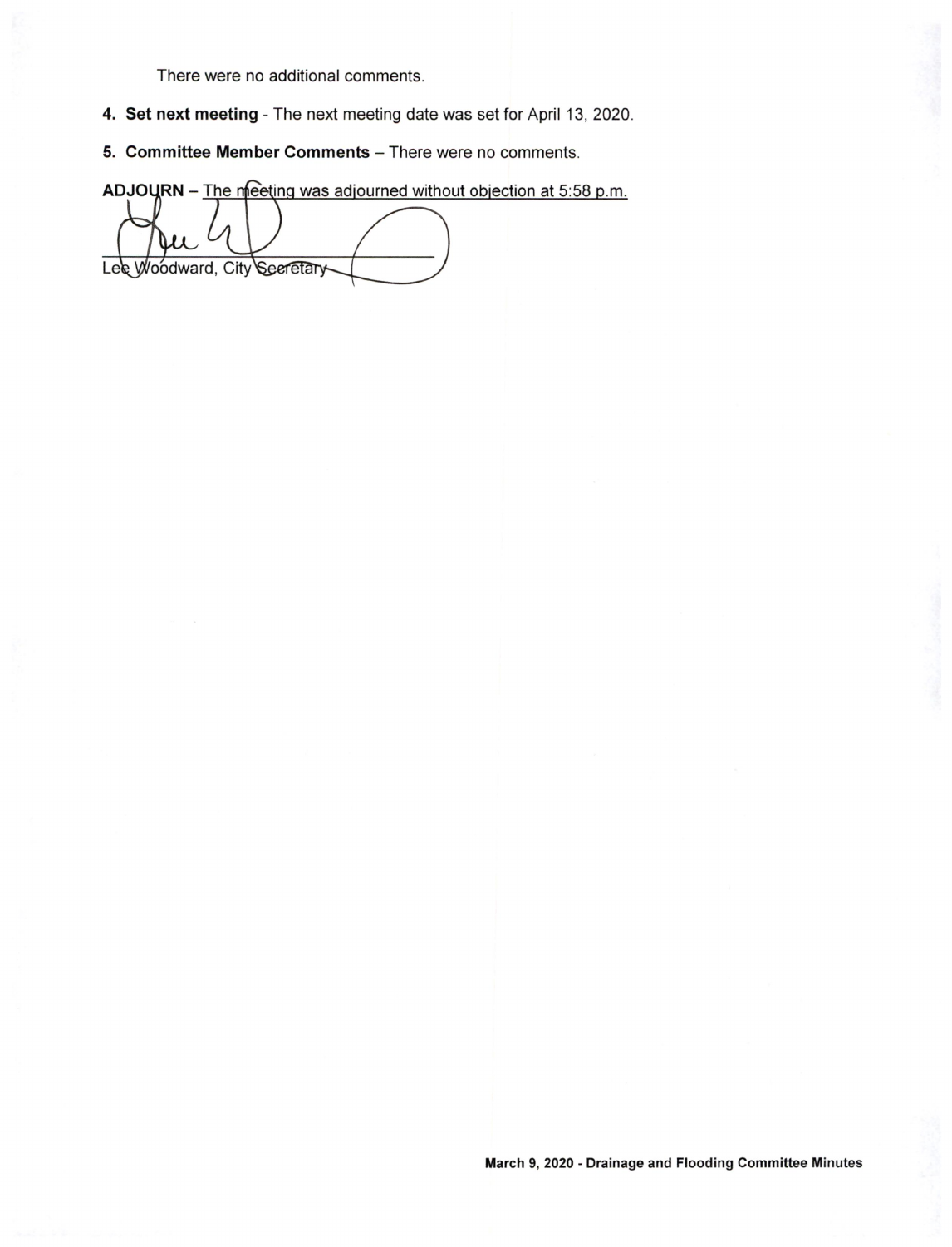There were no additional comments.

4. **Set next meeting** - The next meeting date was set for April 13, 2020.

5. **Committee Member Comments** – There were no comments.

**ADJOURN** – The meeting was adjourned without objection at 5:58 p.m.

Lee Woodward, City Secretary

March 9, 2020 - Drainage and Flooding Committee Minutes